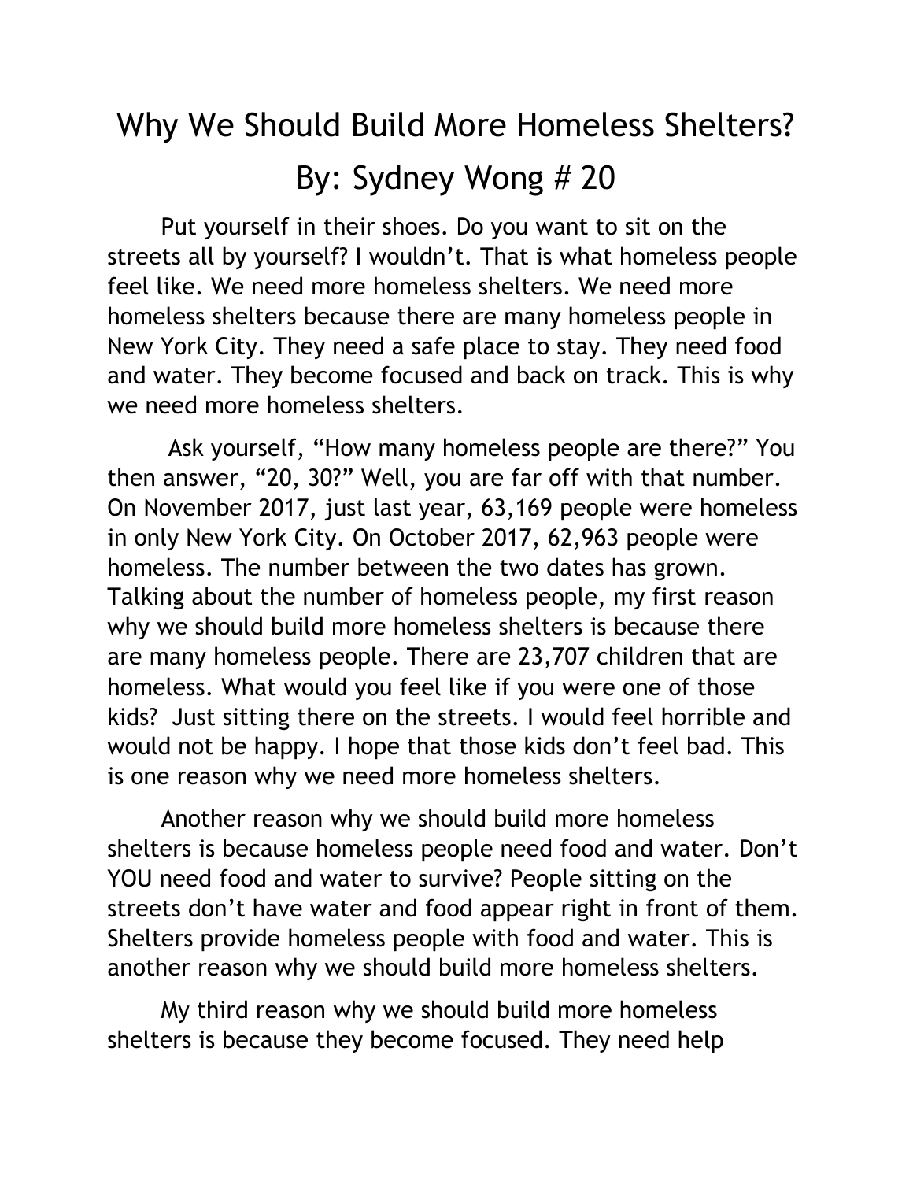# Why We Should Build More Homeless Shelters?

## By: Sydney Wong # 20

Put yourself in their shoes. Do you want to sit on the streets all by yourself? I wouldn't. That is what homeless people feel like. We need more homeless shelters. We need more homeless shelters because there are many homeless people in New York City. They need a safe place to stay. They need food and water. They become focused and back on track. This is why we need more homeless shelters.

Ask yourself, "How many homeless people are there?" You then answer, "20, 30?" Well, you are far off with that number. On November 2017, just last year, 63,169 people were homeless in only New York City. On October 2017, 62,963 people were homeless. The number between the two dates has grown. Talking about the number of homeless people, my first reason why we should build more homeless shelters is because there are many homeless people. There are 23,707 children that are homeless. What would you feel like if you were one of those kids? Just sitting there on the streets. I would feel horrible and would not be happy. I hope that those kids don't feel bad. This is one reason why we need more homeless shelters.

Another reason why we should build more homeless shelters is because homeless people need food and water. Don't YOU need food and water to survive? People sitting on the streets don't have water and food appear right in front of them. Shelters provide homeless people with food and water. This is another reason why we should build more homeless shelters.

My third reason why we should build more homeless shelters is because they become focused. They need help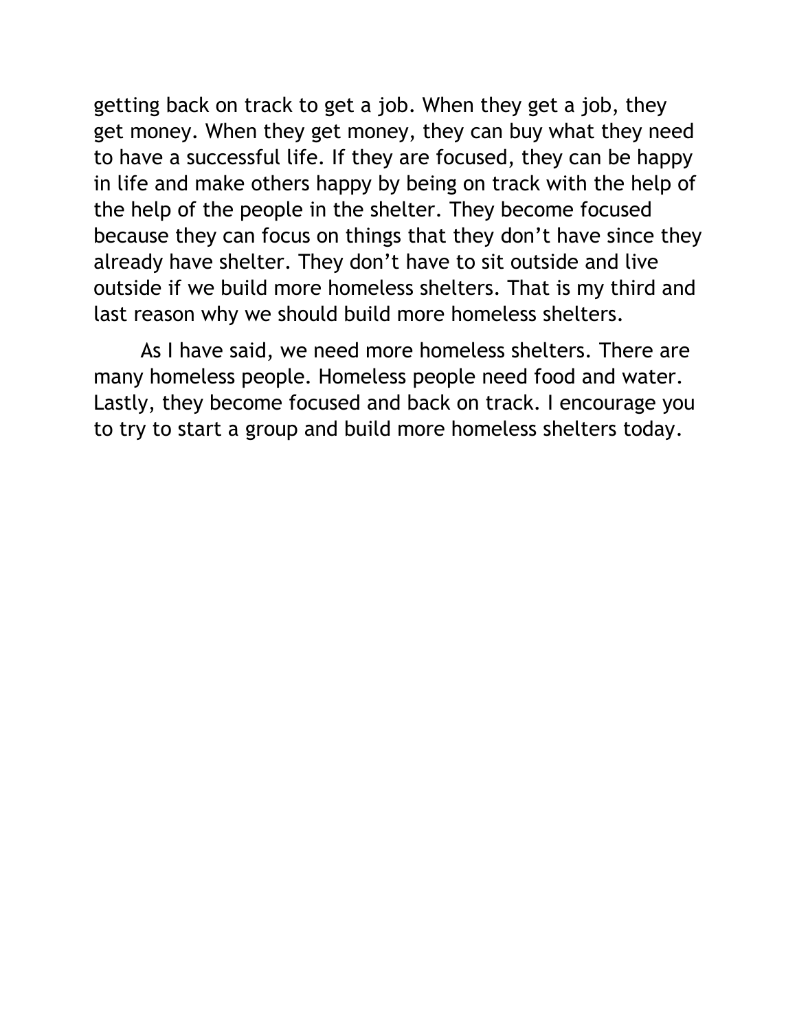getting back on track to get a job. When they get a job, they get money. When they get money, they can buy what they need to have a successful life. If they are focused, they can be happy in life and make others happy by being on track with the help of the help of the people in the shelter. They become focused because they can focus on things that they don't have since they already have shelter. They don't have to sit outside and live outside if we build more homeless shelters. That is my third and last reason why we should build more homeless shelters.

As I have said, we need more homeless shelters. There are many homeless people. Homeless people need food and water. Lastly, they become focused and back on track. I encourage you to try to start a group and build more homeless shelters today.